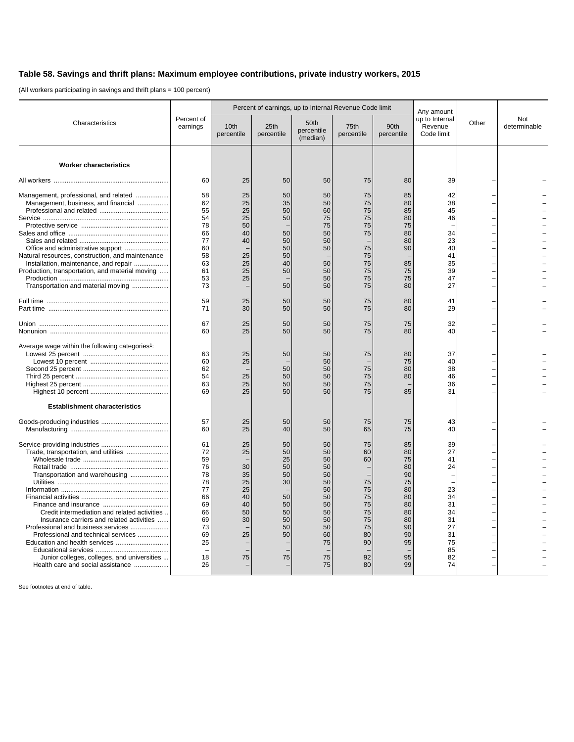## Table 58. Savings and thrift plans: Maximum employee contributions, private industry workers, 2015

(All workers participating in savings and thrift plans = 100 percent)

| Characteristics | Percent of earnings | Percent of earnings, up to Internal Revenue Code limit | | | | | Any amount up to Internal Revenue Code limit | Other | Not determinable |
|---|---|---|---|---|---|---|---|---|---|
| | | 10th percentile | 25th percentile | 50th percentile (median) | 75th percentile | 90th percentile | | | |
| **Worker characteristics** | | | | | | | | | |
| All workers | 60 | 25 | 50 | 50 | 75 | 80 | 39 | – | – |
| Management, professional, and related | 58 | 25 | 50 | 50 | 75 | 85 | 42 | – | – |
| Management, business, and financial | 62 | 25 | 35 | 50 | 75 | 80 | 38 | – | – |
| Professional and related | 55 | 25 | 50 | 60 | 75 | 85 | 45 | – | – |
| Service | 54 | 25 | 50 | 75 | 75 | 80 | 46 | – | – |
| Protective service | 78 | 50 | – | 75 | 75 | 75 | – | – | – |
| Sales and office | 66 | 40 | 50 | 50 | 75 | 80 | 34 | – | – |
| Sales and related | 77 | 40 | 50 | 50 | – | 80 | 23 | – | – |
| Office and administrative support | 60 | – | 50 | 50 | 75 | 90 | 40 | – | – |
| Natural resources, construction, and maintenance | 58 | 25 | 50 | – | 75 | – | 41 | – | – |
| Installation, maintenance, and repair | 63 | 25 | 40 | 50 | 75 | 85 | 35 | – | – |
| Production, transportation, and material moving | 61 | 25 | 50 | 50 | 75 | 75 | 39 | – | – |
| Production | 53 | 25 | – | 50 | 75 | 75 | 47 | – | – |
| Transportation and material moving | 73 | – | 50 | 50 | 75 | 80 | 27 | – | – |
| Full time | 59 | 25 | 50 | 50 | 75 | 80 | 41 | – | – |
| Part time | 71 | 30 | 50 | 50 | 75 | 80 | 29 | – | – |
| Union | 67 | 25 | 50 | 50 | 75 | 75 | 32 | – | – |
| Nonunion | 60 | 25 | 50 | 50 | 75 | 80 | 40 | – | – |
| Average wage within the following categories[1]: | | | | | | | | | |
| Lowest 25 percent | 63 | 25 | 50 | 50 | 75 | 80 | 37 | – | – |
| Lowest 10 percent | 60 | 25 | – | 50 | – | 75 | 40 | – | – |
| Second 25 percent | 62 | – | 50 | 50 | 75 | 80 | 38 | – | – |
| Third 25 percent | 54 | 25 | 50 | 50 | 75 | 80 | 46 | – | – |
| Highest 25 percent | 63 | 25 | 50 | 50 | 75 | – | 36 | – | – |
| Highest 10 percent | 69 | 25 | 50 | 50 | 75 | 85 | 31 | – | – |
| **Establishment characteristics** | | | | | | | | | |
| Goods-producing industries | 57 | 25 | 50 | 50 | 75 | 75 | 43 | – | – |
| Manufacturing | 60 | 25 | 40 | 50 | 65 | 75 | 40 | – | – |
| Service-providing industries | 61 | 25 | 50 | 50 | 75 | 85 | 39 | – | – |
| Trade, transportation, and utilities | 72 | 25 | 50 | 50 | 60 | 80 | 27 | – | – |
| Wholesale trade | 59 | – | 25 | 50 | 60 | 75 | 41 | – | – |
| Retail trade | 76 | 30 | 50 | 50 | – | 80 | 24 | – | – |
| Transportation and warehousing | 78 | 35 | 50 | 50 | – | 90 | – | – | – |
| Utilities | 78 | 25 | 30 | 50 | 75 | 75 | – | – | – |
| Information | 77 | 25 | – | 50 | 75 | 80 | 23 | – | – |
| Financial activities | 66 | 40 | 50 | 50 | 75 | 80 | 34 | – | – |
| Finance and insurance | 69 | 40 | 50 | 50 | 75 | 80 | 31 | – | – |
| Credit intermediation and related activities | 66 | 50 | 50 | 50 | 75 | 80 | 34 | – | – |
| Insurance carriers and related activities | 69 | 30 | 50 | 50 | 75 | 80 | 31 | – | – |
| Professional and business services | 73 | – | 50 | 50 | 75 | 90 | 27 | – | – |
| Professional and technical services | 69 | 25 | 50 | 60 | 80 | 90 | 31 | – | – |
| Education and health services | 25 | – | – | 75 | 90 | 95 | 75 | – | – |
| Educational services | – | – | – | – | – | – | 85 | – | – |
| Junior colleges, colleges, and universities | 18 | 75 | 75 | 75 | 92 | 95 | 82 | – | – |
| Health care and social assistance | 26 | – | – | 75 | 80 | 99 | 74 | – | – |

See footnotes at end of table.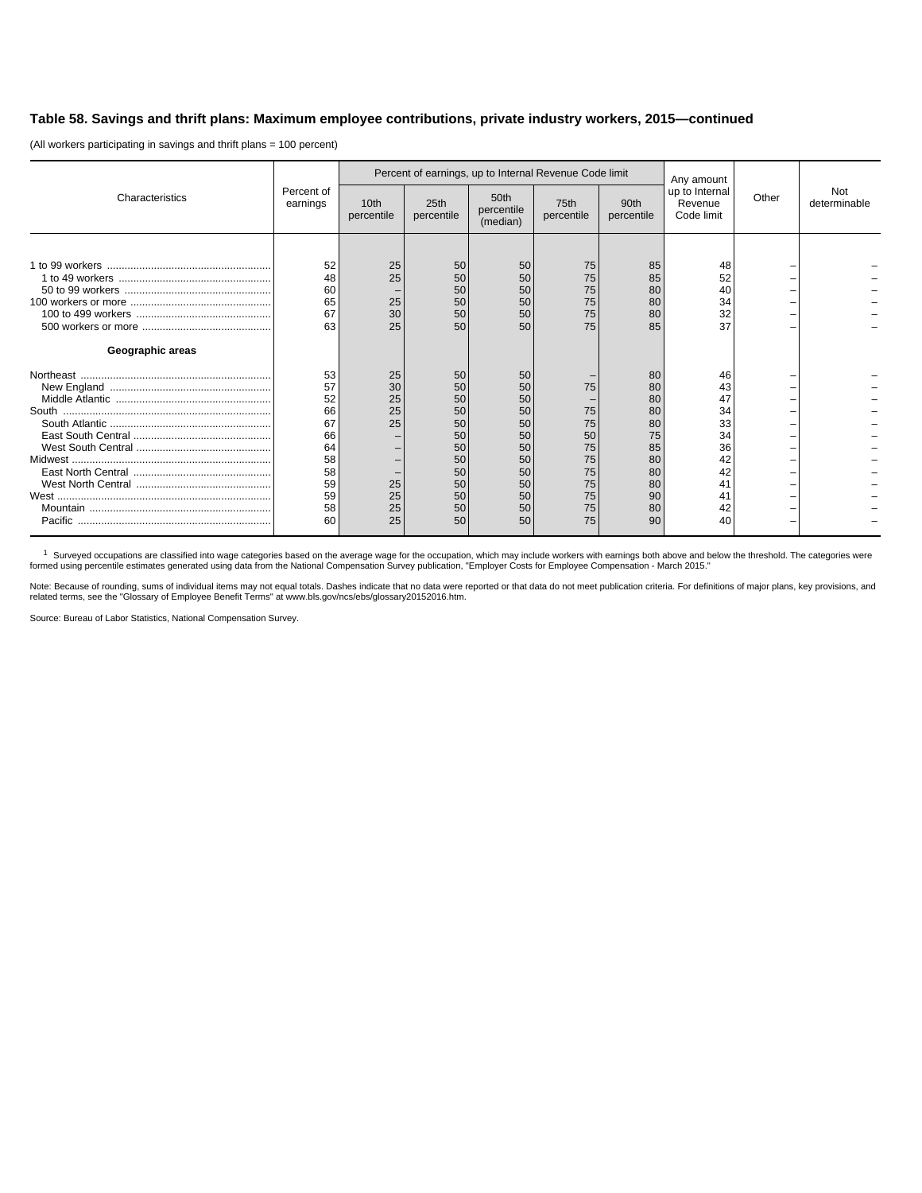## Table 58. Savings and thrift plans: Maximum employee contributions, private industry workers, 2015—continued

(All workers participating in savings and thrift plans = 100 percent)

| Characteristics | Percent of earnings | Percent of earnings, up to Internal Revenue Code limit | | | | | Any amount up to Internal Revenue Code limit | Other | Not determinable |
|---|---|---|---|---|---|---|---|---|---|
| | | 10th percentile | 25th percentile | 50th percentile (median) | 75th percentile | 90th percentile | | | |
| 1 to 99 workers | 52 | 25 | 50 | 50 | 75 | 85 | 48 | – | – |
| 1 to 49 workers | 48 | 25 | 50 | 50 | 75 | 85 | 52 | – | – |
| 50 to 99 workers | 60 | – | 50 | 50 | 75 | 80 | 40 | – | – |
| 100 workers or more | 65 | 25 | 50 | 50 | 75 | 80 | 34 | – | – |
| 100 to 499 workers | 67 | 30 | 50 | 50 | 75 | 80 | 32 | – | – |
| 500 workers or more | 63 | 25 | 50 | 50 | 75 | 85 | 37 | – | – |
| **Geographic areas** | | | | | | | | | |
| Northeast | 53 | 25 | 50 | 50 | – | 80 | 46 | – | – |
| New England | 57 | 30 | 50 | 50 | 75 | 80 | 43 | – | – |
| Middle Atlantic | 52 | 25 | 50 | 50 | – | 80 | 47 | – | – |
| South | 66 | 25 | 50 | 50 | 75 | 80 | 34 | – | – |
| South Atlantic | 67 | 25 | 50 | 50 | 75 | 80 | 33 | – | – |
| East South Central | 66 | – | 50 | 50 | 50 | 75 | 34 | – | – |
| West South Central | 64 | – | 50 | 50 | 75 | 85 | 36 | – | – |
| Midwest | 58 | – | 50 | 50 | 75 | 80 | 42 | – | – |
| East North Central | 58 | – | 50 | 50 | 75 | 80 | 42 | – | – |
| West North Central | 59 | 25 | 50 | 50 | 75 | 80 | 41 | – | – |
| West | 59 | 25 | 50 | 50 | 75 | 90 | 41 | – | – |
| Mountain | 58 | 25 | 50 | 50 | 75 | 80 | 42 | – | – |
| Pacific | 60 | 25 | 50 | 50 | 75 | 90 | 40 | – | – |

[1] Surveyed occupations are classified into wage categories based on the average wage for the occupation, which may include workers with earnings both above and below the threshold. The categories were formed using percentile estimates generated using data from the National Compensation Survey publication, "Employer Costs for Employee Compensation - March 2015."

Note: Because of rounding, sums of individual items may not equal totals. Dashes indicate that no data were reported or that data do not meet publication criteria. For definitions of major plans, key provisions, and related terms, see the "Glossary of Employee Benefit Terms" at www.bls.gov/ncs/ebs/glossary20152016.htm.

Source: Bureau of Labor Statistics, National Compensation Survey.